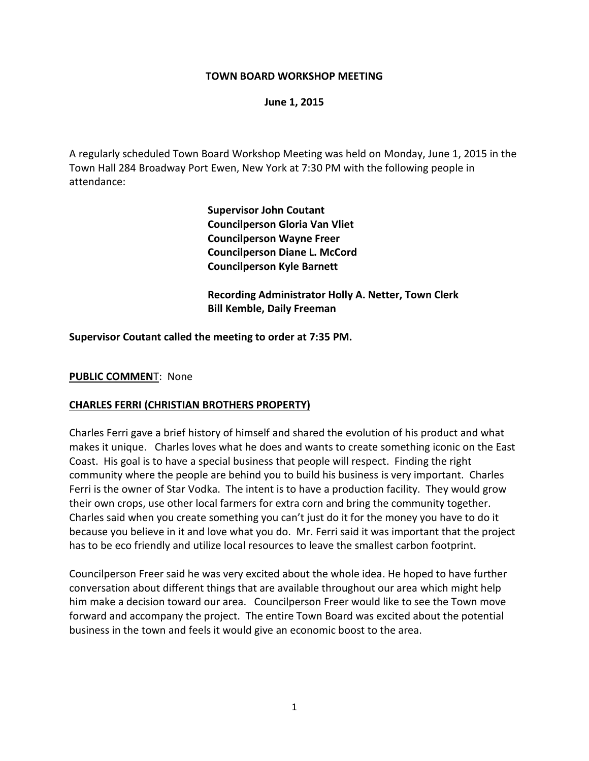**TOWN BOARD WORKSHOP MEETING**

**June 1, 2015**

A regularly scheduled Town Board Workshop Meeting was held on Monday, June 1, 2015 in the Town Hall 284 Broadway Port Ewen, New York at 7:30 PM with the following people in attendance:

**Supervisor John Coutant**
**Councilperson Gloria Van Vliet**
**Councilperson Wayne Freer**
**Councilperson Diane L. McCord**
**Councilperson Kyle Barnett**

**Recording Administrator Holly A. Netter, Town Clerk**
**Bill Kemble, Daily Freeman**

**Supervisor Coutant called the meeting to order at 7:35 PM.**

**PUBLIC COMMENT**: None

**CHARLES FERRI (CHRISTIAN BROTHERS PROPERTY)**

Charles Ferri gave a brief history of himself and shared the evolution of his product and what makes it unique. Charles loves what he does and wants to create something iconic on the East Coast. His goal is to have a special business that people will respect. Finding the right community where the people are behind you to build his business is very important. Charles Ferri is the owner of Star Vodka. The intent is to have a production facility. They would grow their own crops, use other local farmers for extra corn and bring the community together. Charles said when you create something you can't just do it for the money you have to do it because you believe in it and love what you do. Mr. Ferri said it was important that the project has to be eco friendly and utilize local resources to leave the smallest carbon footprint.

Councilperson Freer said he was very excited about the whole idea. He hoped to have further conversation about different things that are available throughout our area which might help him make a decision toward our area. Councilperson Freer would like to see the Town move forward and accompany the project. The entire Town Board was excited about the potential business in the town and feels it would give an economic boost to the area.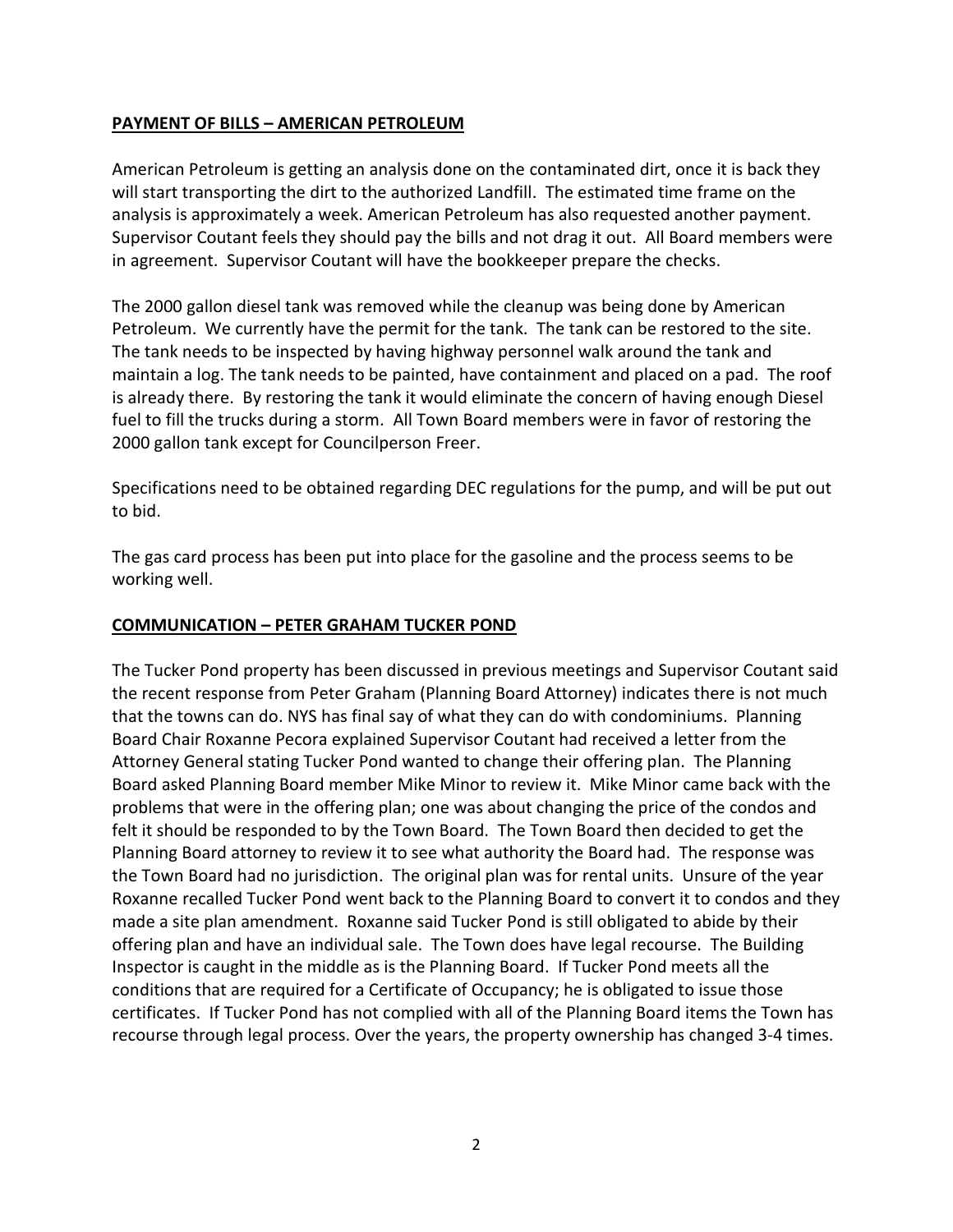**PAYMENT OF BILLS – AMERICAN PETROLEUM**

American Petroleum is getting an analysis done on the contaminated dirt, once it is back they will start transporting the dirt to the authorized Landfill. The estimated time frame on the analysis is approximately a week. American Petroleum has also requested another payment. Supervisor Coutant feels they should pay the bills and not drag it out. All Board members were in agreement. Supervisor Coutant will have the bookkeeper prepare the checks.

The 2000 gallon diesel tank was removed while the cleanup was being done by American Petroleum. We currently have the permit for the tank. The tank can be restored to the site. The tank needs to be inspected by having highway personnel walk around the tank and maintain a log. The tank needs to be painted, have containment and placed on a pad. The roof is already there. By restoring the tank it would eliminate the concern of having enough Diesel fuel to fill the trucks during a storm. All Town Board members were in favor of restoring the 2000 gallon tank except for Councilperson Freer.

Specifications need to be obtained regarding DEC regulations for the pump, and will be put out to bid.

The gas card process has been put into place for the gasoline and the process seems to be working well.

**COMMUNICATION – PETER GRAHAM TUCKER POND**

The Tucker Pond property has been discussed in previous meetings and Supervisor Coutant said the recent response from Peter Graham (Planning Board Attorney) indicates there is not much that the towns can do. NYS has final say of what they can do with condominiums. Planning Board Chair Roxanne Pecora explained Supervisor Coutant had received a letter from the Attorney General stating Tucker Pond wanted to change their offering plan. The Planning Board asked Planning Board member Mike Minor to review it. Mike Minor came back with the problems that were in the offering plan; one was about changing the price of the condos and felt it should be responded to by the Town Board. The Town Board then decided to get the Planning Board attorney to review it to see what authority the Board had. The response was the Town Board had no jurisdiction. The original plan was for rental units. Unsure of the year Roxanne recalled Tucker Pond went back to the Planning Board to convert it to condos and they made a site plan amendment. Roxanne said Tucker Pond is still obligated to abide by their offering plan and have an individual sale. The Town does have legal recourse. The Building Inspector is caught in the middle as is the Planning Board. If Tucker Pond meets all the conditions that are required for a Certificate of Occupancy; he is obligated to issue those certificates. If Tucker Pond has not complied with all of the Planning Board items the Town has recourse through legal process. Over the years, the property ownership has changed 3-4 times.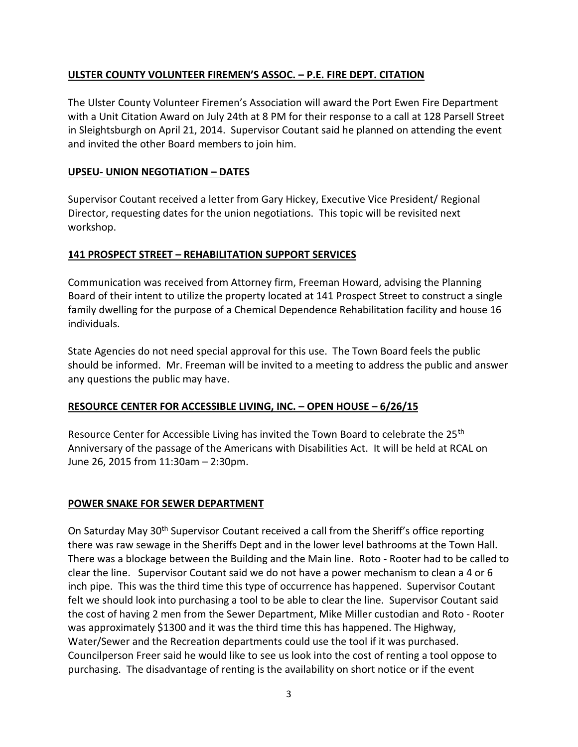**ULSTER COUNTY VOLUNTEER FIREMEN'S ASSOC. – P.E. FIRE DEPT. CITATION**

The Ulster County Volunteer Firemen's Association will award the Port Ewen Fire Department with a Unit Citation Award on July 24th at 8 PM for their response to a call at 128 Parsell Street in Sleightsburgh on April 21, 2014. Supervisor Coutant said he planned on attending the event and invited the other Board members to join him.

**UPSEU- UNION NEGOTIATION – DATES**

Supervisor Coutant received a letter from Gary Hickey, Executive Vice President/ Regional Director, requesting dates for the union negotiations. This topic will be revisited next workshop.

**141 PROSPECT STREET – REHABILITATION SUPPORT SERVICES**

Communication was received from Attorney firm, Freeman Howard, advising the Planning Board of their intent to utilize the property located at 141 Prospect Street to construct a single family dwelling for the purpose of a Chemical Dependence Rehabilitation facility and house 16 individuals.

State Agencies do not need special approval for this use. The Town Board feels the public should be informed. Mr. Freeman will be invited to a meeting to address the public and answer any questions the public may have.

**RESOURCE CENTER FOR ACCESSIBLE LIVING, INC. – OPEN HOUSE – 6/26/15**

Resource Center for Accessible Living has invited the Town Board to celebrate the 25th Anniversary of the passage of the Americans with Disabilities Act. It will be held at RCAL on June 26, 2015 from 11:30am – 2:30pm.

**POWER SNAKE FOR SEWER DEPARTMENT**

On Saturday May 30th Supervisor Coutant received a call from the Sheriff's office reporting there was raw sewage in the Sheriffs Dept and in the lower level bathrooms at the Town Hall. There was a blockage between the Building and the Main line. Roto - Rooter had to be called to clear the line. Supervisor Coutant said we do not have a power mechanism to clean a 4 or 6 inch pipe. This was the third time this type of occurrence has happened. Supervisor Coutant felt we should look into purchasing a tool to be able to clear the line. Supervisor Coutant said the cost of having 2 men from the Sewer Department, Mike Miller custodian and Roto - Rooter was approximately $1300 and it was the third time this has happened. The Highway, Water/Sewer and the Recreation departments could use the tool if it was purchased. Councilperson Freer said he would like to see us look into the cost of renting a tool oppose to purchasing. The disadvantage of renting is the availability on short notice or if the event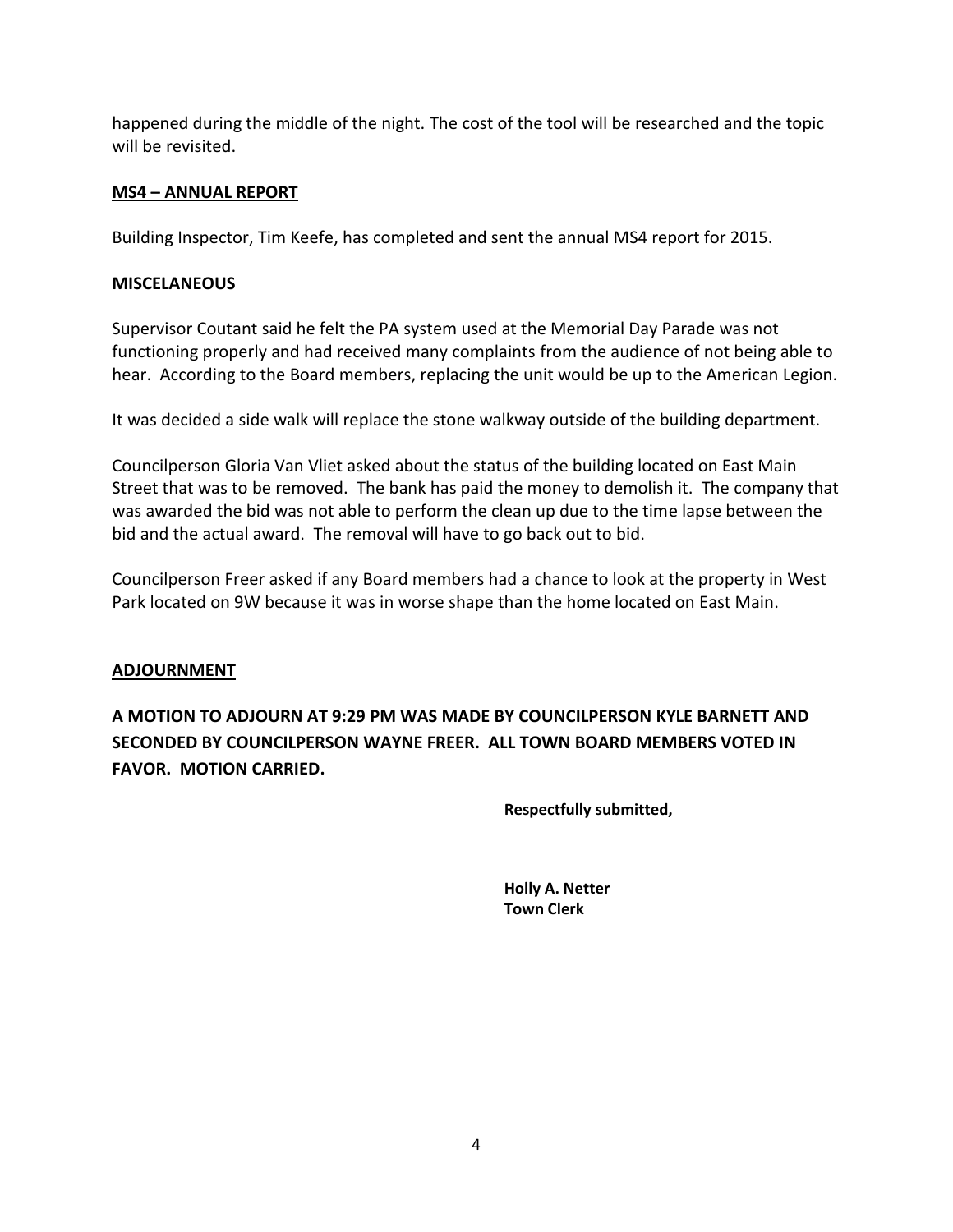happened during the middle of the night. The cost of the tool will be researched and the topic will be revisited.

## MS4 – ANNUAL REPORT

Building Inspector, Tim Keefe, has completed and sent the annual MS4 report for 2015.

## MISCELANEOUS

Supervisor Coutant said he felt the PA system used at the Memorial Day Parade was not functioning properly and had received many complaints from the audience of not being able to hear. According to the Board members, replacing the unit would be up to the American Legion.

It was decided a side walk will replace the stone walkway outside of the building department.

Councilperson Gloria Van Vliet asked about the status of the building located on East Main Street that was to be removed. The bank has paid the money to demolish it. The company that was awarded the bid was not able to perform the clean up due to the time lapse between the bid and the actual award. The removal will have to go back out to bid.

Councilperson Freer asked if any Board members had a chance to look at the property in West Park located on 9W because it was in worse shape than the home located on East Main.

## ADJOURNMENT

**A MOTION TO ADJOURN AT 9:29 PM WAS MADE BY COUNCILPERSON KYLE BARNETT AND SECONDED BY COUNCILPERSON WAYNE FREER. ALL TOWN BOARD MEMBERS VOTED IN FAVOR. MOTION CARRIED.**

**Respectfully submitted,**

**Holly A. Netter**
**Town Clerk**